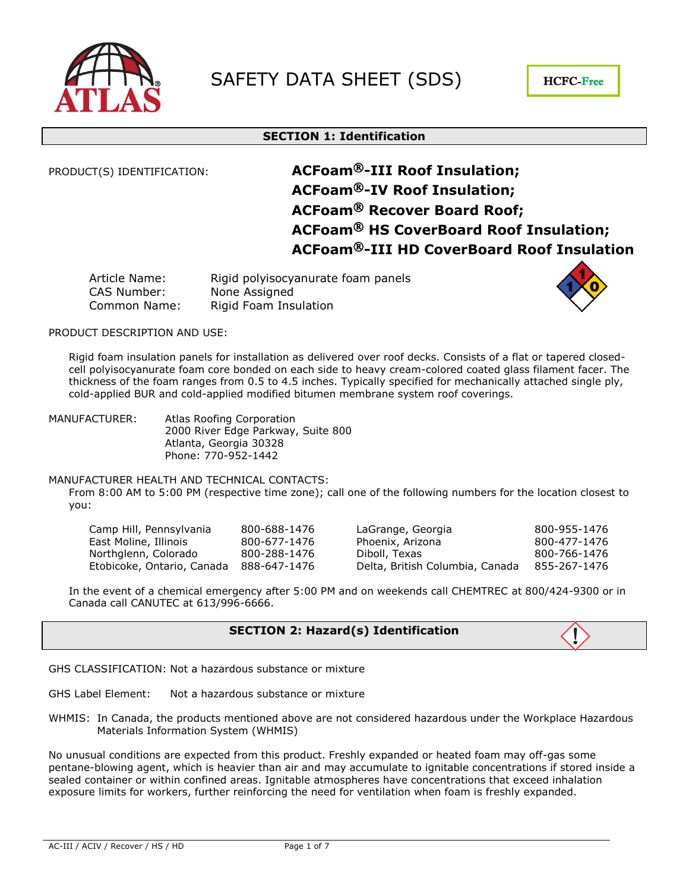# SAFETY DATA SHEET (SDS)

HCFC-Free

## SECTION 1: Identification

PRODUCT(S) IDENTIFICATION: **ACFoam®-III Roof Insulation; ACFoam®-IV Roof Insulation; ACFoam® Recover Board Roof; ACFoam® HS CoverBoard Roof Insulation; ACFoam®-III HD CoverBoard Roof Insulation**

| | |
|---|---|
| Article Name: | Rigid polyisocyanurate foam panels |
| CAS Number: | None Assigned |
| Common Name: | Rigid Foam Insulation |

PRODUCT DESCRIPTION AND USE:

Rigid foam insulation panels for installation as delivered over roof decks. Consists of a flat or tapered closed-cell polyisocyanurate foam core bonded on each side to heavy cream-colored coated glass filament facer. The thickness of the foam ranges from 0.5 to 4.5 inches. Typically specified for mechanically attached single ply, cold-applied BUR and cold-applied modified bitumen membrane system roof coverings.

MANUFACTURER: Atlas Roofing Corporation
2000 River Edge Parkway, Suite 800
Atlanta, Georgia 30328
Phone: 770-952-1442

MANUFACTURER HEALTH AND TECHNICAL CONTACTS:

From 8:00 AM to 5:00 PM (respective time zone); call one of the following numbers for the location closest to you:

| Location | Phone | Location | Phone |
|---|---|---|---|
| Camp Hill, Pennsylvania | 800-688-1476 | LaGrange, Georgia | 800-955-1476 |
| East Moline, Illinois | 800-677-1476 | Phoenix, Arizona | 800-477-1476 |
| Northglenn, Colorado | 800-288-1476 | Diboll, Texas | 800-766-1476 |
| Etobicoke, Ontario, Canada | 888-647-1476 | Delta, British Columbia, Canada | 855-267-1476 |

In the event of a chemical emergency after 5:00 PM and on weekends call CHEMTREC at 800/424-9300 or in Canada call CANUTEC at 613/996-6666.

## SECTION 2: Hazard(s) Identification

GHS CLASSIFICATION: Not a hazardous substance or mixture

GHS Label Element: Not a hazardous substance or mixture

WHMIS: In Canada, the products mentioned above are not considered hazardous under the Workplace Hazardous Materials Information System (WHMIS)

No unusual conditions are expected from this product. Freshly expanded or heated foam may off-gas some pentane-blowing agent, which is heavier than air and may accumulate to ignitable concentrations if stored inside a sealed container or within confined areas. Ignitable atmospheres have concentrations that exceed inhalation exposure limits for workers, further reinforcing the need for ventilation when foam is freshly expanded.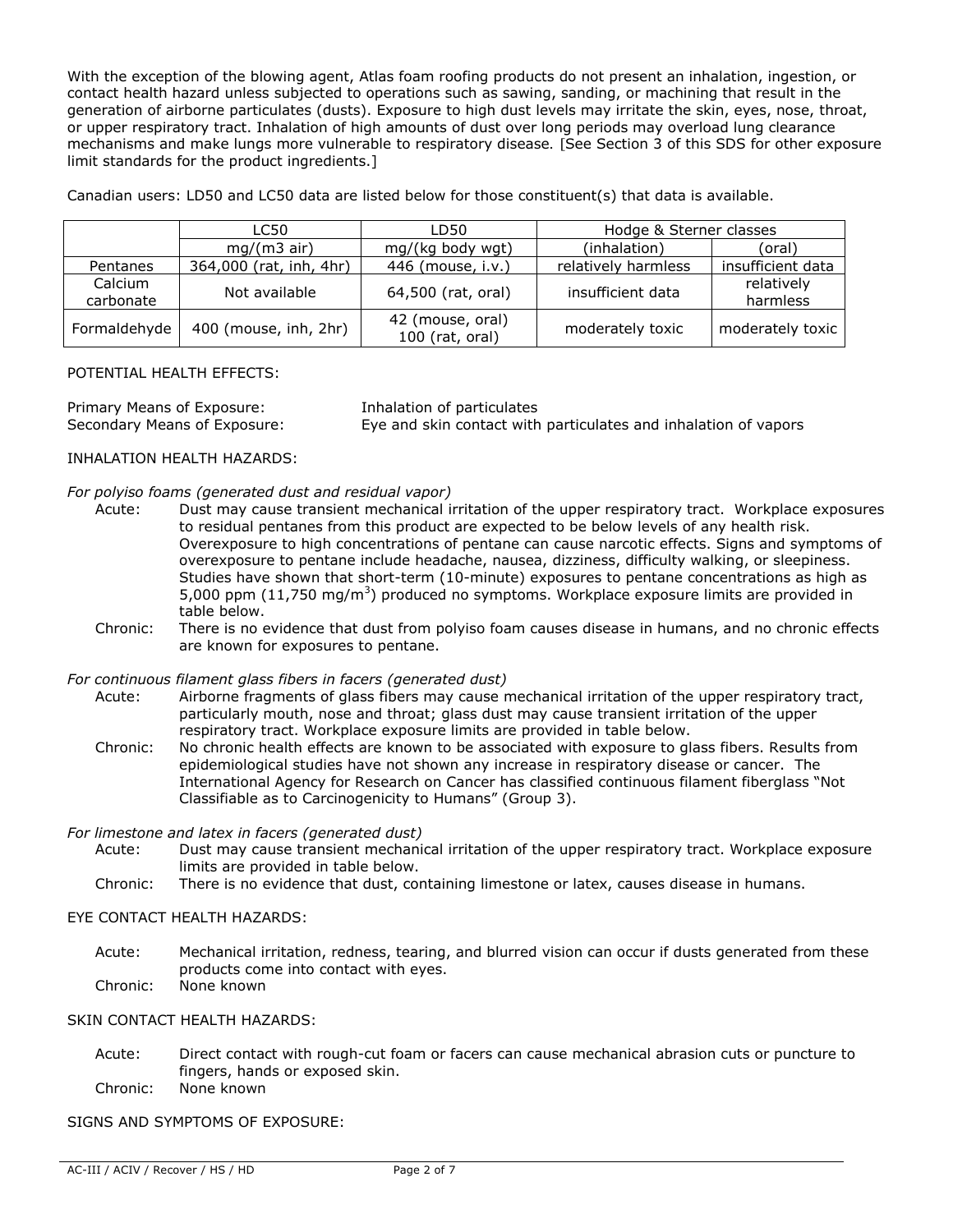With the exception of the blowing agent, Atlas foam roofing products do not present an inhalation, ingestion, or contact health hazard unless subjected to operations such as sawing, sanding, or machining that result in the generation of airborne particulates (dusts). Exposure to high dust levels may irritate the skin, eyes, nose, throat, or upper respiratory tract. Inhalation of high amounts of dust over long periods may overload lung clearance mechanisms and make lungs more vulnerable to respiratory disease. [See Section 3 of this SDS for other exposure limit standards for the product ingredients.]

Canadian users: LD50 and LC50 data are listed below for those constituent(s) that data is available.

| | LC50 | LD50 | Hodge & Sterner classes | |
|---|---|---|---|---|
| | mg/(m3 air) | mg/(kg body wgt) | (inhalation) | (oral) |
| Pentanes | 364,000 (rat, inh, 4hr) | 446 (mouse, i.v.) | relatively harmless | insufficient data |
| Calcium carbonate | Not available | 64,500 (rat, oral) | insufficient data | relatively harmless |
| Formaldehyde | 400 (mouse, inh, 2hr) | 42 (mouse, oral) 100 (rat, oral) | moderately toxic | moderately toxic |

POTENTIAL HEALTH EFFECTS:

Primary Means of Exposure: Inhalation of particulates
Secondary Means of Exposure: Eye and skin contact with particulates and inhalation of vapors

INHALATION HEALTH HAZARDS:

*For polyiso foams (generated dust and residual vapor)*

Acute: Dust may cause transient mechanical irritation of the upper respiratory tract. Workplace exposures to residual pentanes from this product are expected to be below levels of any health risk. Overexposure to high concentrations of pentane can cause narcotic effects. Signs and symptoms of overexposure to pentane include headache, nausea, dizziness, difficulty walking, or sleepiness. Studies have shown that short-term (10-minute) exposures to pentane concentrations as high as 5,000 ppm (11,750 mg/$m^3$) produced no symptoms. Workplace exposure limits are provided in table below.

Chronic: There is no evidence that dust from polyiso foam causes disease in humans, and no chronic effects are known for exposures to pentane.

*For continuous filament glass fibers in facers (generated dust)*

Acute: Airborne fragments of glass fibers may cause mechanical irritation of the upper respiratory tract, particularly mouth, nose and throat; glass dust may cause transient irritation of the upper respiratory tract. Workplace exposure limits are provided in table below.

Chronic: No chronic health effects are known to be associated with exposure to glass fibers. Results from epidemiological studies have not shown any increase in respiratory disease or cancer. The International Agency for Research on Cancer has classified continuous filament fiberglass "Not Classifiable as to Carcinogenicity to Humans" (Group 3).

*For limestone and latex in facers (generated dust)*

Acute: Dust may cause transient mechanical irritation of the upper respiratory tract. Workplace exposure limits are provided in table below.

Chronic: There is no evidence that dust, containing limestone or latex, causes disease in humans.

EYE CONTACT HEALTH HAZARDS:

Acute: Mechanical irritation, redness, tearing, and blurred vision can occur if dusts generated from these products come into contact with eyes.

Chronic: None known

SKIN CONTACT HEALTH HAZARDS:

Acute: Direct contact with rough-cut foam or facers can cause mechanical abrasion cuts or puncture to fingers, hands or exposed skin.

Chronic: None known

SIGNS AND SYMPTOMS OF EXPOSURE: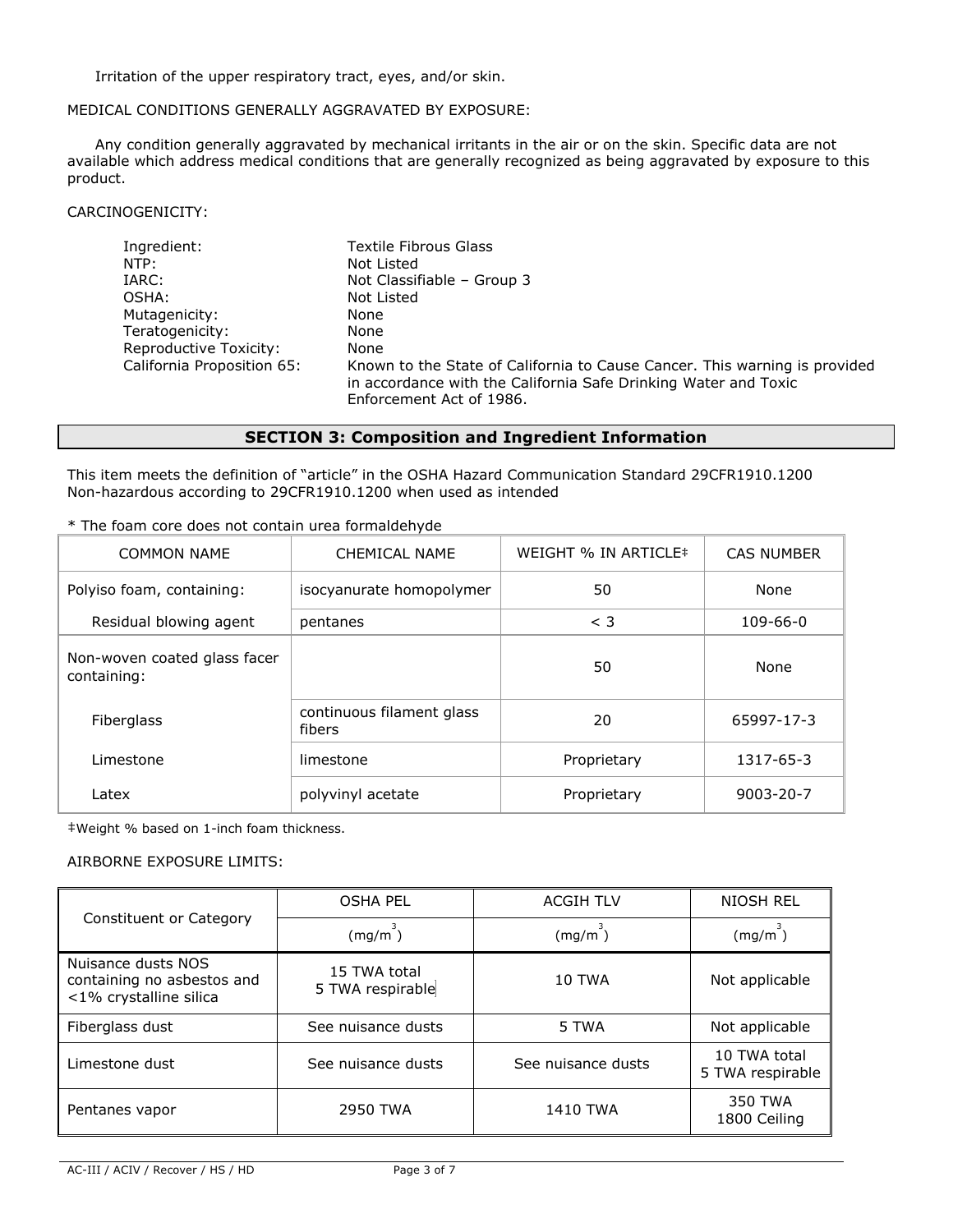Irritation of the upper respiratory tract, eyes, and/or skin.

MEDICAL CONDITIONS GENERALLY AGGRAVATED BY EXPOSURE:

Any condition generally aggravated by mechanical irritants in the air or on the skin. Specific data are not available which address medical conditions that are generally recognized as being aggravated by exposure to this product.

CARCINOGENICITY:

| | |
|---|---|
| Ingredient: | Textile Fibrous Glass |
| NTP: | Not Listed |
| IARC: | Not Classifiable – Group 3 |
| OSHA: | Not Listed |
| Mutagenicity: | None |
| Teratogenicity: | None |
| Reproductive Toxicity: | None |
| California Proposition 65: | Known to the State of California to Cause Cancer. This warning is provided in accordance with the California Safe Drinking Water and Toxic Enforcement Act of 1986. |

## SECTION 3: Composition and Ingredient Information

This item meets the definition of "article" in the OSHA Hazard Communication Standard 29CFR1910.1200
Non-hazardous according to 29CFR1910.1200 when used as intended

* The foam core does not contain urea formaldehyde

| COMMON NAME | CHEMICAL NAME | WEIGHT % IN ARTICLE‡ | CAS NUMBER |
|---|---|---|---|
| Polyiso foam, containing: | isocyanurate homopolymer | 50 | None |
| Residual blowing agent | pentanes | < 3 | 109-66-0 |
| Non-woven coated glass facer containing: | | 50 | None |
| Fiberglass | continuous filament glass fibers | 20 | 65997-17-3 |
| Limestone | limestone | Proprietary | 1317-65-3 |
| Latex | polyvinyl acetate | Proprietary | 9003-20-7 |

‡Weight % based on 1-inch foam thickness.

AIRBORNE EXPOSURE LIMITS:

| Constituent or Category | OSHA PEL | ACGIH TLV | NIOSH REL |
|---|---|---|---|
| | (mg/m$^3$) | (mg/m$^3$) | (mg/m$^3$) |
| Nuisance dusts NOS containing no asbestos and <1% crystalline silica | 15 TWA total<br>5 TWA respirable | 10 TWA | Not applicable |
| Fiberglass dust | See nuisance dusts | 5 TWA | Not applicable |
| Limestone dust | See nuisance dusts | See nuisance dusts | 10 TWA total<br>5 TWA respirable |
| Pentanes vapor | 2950 TWA | 1410 TWA | 350 TWA<br>1800 Ceiling |

AC-III / ACIV / Recover / HS / HD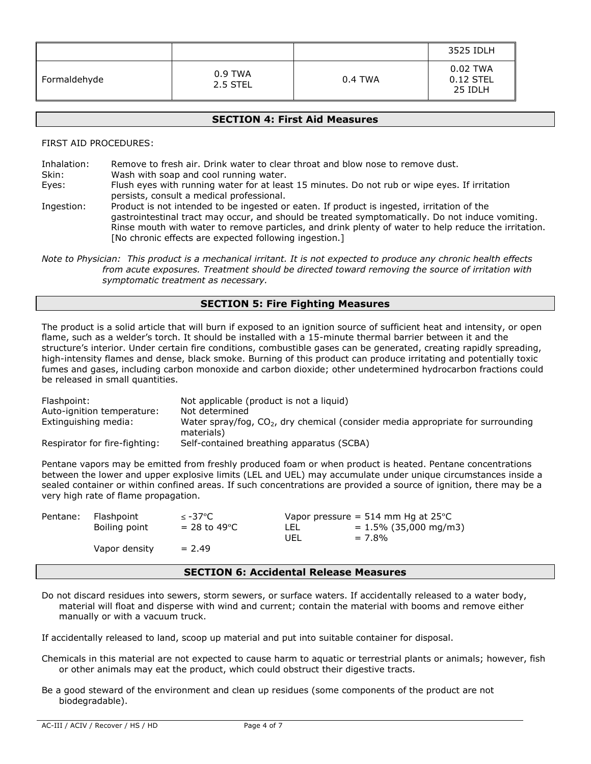| | | | |
|---|---|---|---|
| | | | 3525 IDLH |
| Formaldehyde | 0.9 TWA<br>2.5 STEL | 0.4 TWA | 0.02 TWA<br>0.12 STEL<br>25 IDLH |

## SECTION 4: First Aid Measures

FIRST AID PROCEDURES:

Inhalation: Remove to fresh air. Drink water to clear throat and blow nose to remove dust.

Skin: Wash with soap and cool running water.

Eyes: Flush eyes with running water for at least 15 minutes. Do not rub or wipe eyes. If irritation persists, consult a medical professional.

Ingestion: Product is not intended to be ingested or eaten. If product is ingested, irritation of the gastrointestinal tract may occur, and should be treated symptomatically. Do not induce vomiting. Rinse mouth with water to remove particles, and drink plenty of water to help reduce the irritation. [No chronic effects are expected following ingestion.]

*Note to Physician: This product is a mechanical irritant. It is not expected to produce any chronic health effects from acute exposures. Treatment should be directed toward removing the source of irritation with symptomatic treatment as necessary.*

## SECTION 5: Fire Fighting Measures

The product is a solid article that will burn if exposed to an ignition source of sufficient heat and intensity, or open flame, such as a welder's torch. It should be installed with a 15-minute thermal barrier between it and the structure's interior. Under certain fire conditions, combustible gases can be generated, creating rapidly spreading, high-intensity flames and dense, black smoke. Burning of this product can produce irritating and potentially toxic fumes and gases, including carbon monoxide and carbon dioxide; other undetermined hydrocarbon fractions could be released in small quantities.

| | |
|---|---|
| Flashpoint: | Not applicable (product is not a liquid) |
| Auto-ignition temperature: | Not determined |
| Extinguishing media: | Water spray/fog, $CO_2$, dry chemical (consider media appropriate for surrounding materials) |
| Respirator for fire-fighting: | Self-contained breathing apparatus (SCBA) |

Pentane vapors may be emitted from freshly produced foam or when product is heated. Pentane concentrations between the lower and upper explosive limits (LEL and UEL) may accumulate under unique circumstances inside a sealed container or within confined areas. If such concentrations are provided a source of ignition, there may be a very high rate of flame propagation.

| | | | | |
|---|---|---|---|---|
| Pentane: | Flashpoint | ≤ -37°C | Vapor pressure | = 514 mm Hg at 25°C |
| | Boiling point | = 28 to 49°C | LEL | = 1.5% (35,000 mg/m3) |
| | | | UEL | = 7.8% |
| | Vapor density | = 2.49 | | |

## SECTION 6: Accidental Release Measures

Do not discard residues into sewers, storm sewers, or surface waters. If accidentally released to a water body, material will float and disperse with wind and current; contain the material with booms and remove either manually or with a vacuum truck.

If accidentally released to land, scoop up material and put into suitable container for disposal.

Chemicals in this material are not expected to cause harm to aquatic or terrestrial plants or animals; however, fish or other animals may eat the product, which could obstruct their digestive tracts.

Be a good steward of the environment and clean up residues (some components of the product are not biodegradable).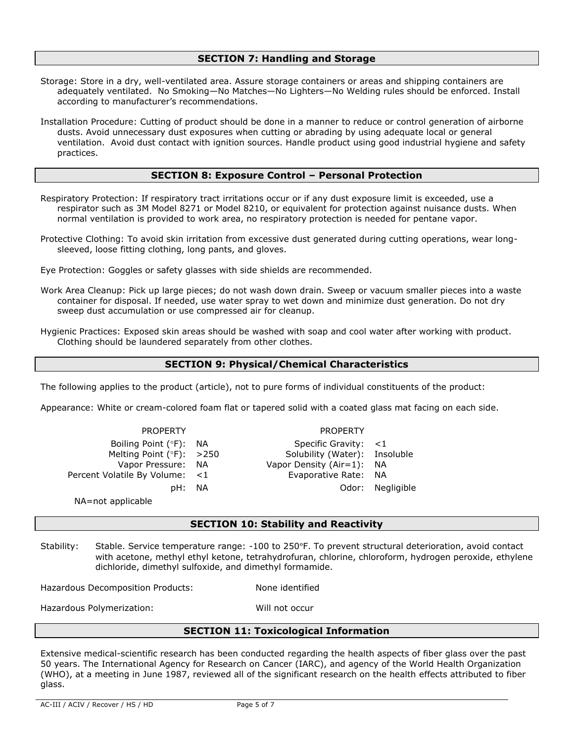## SECTION 7: Handling and Storage

Storage: Store in a dry, well-ventilated area. Assure storage containers or areas and shipping containers are adequately ventilated. No Smoking—No Matches—No Lighters—No Welding rules should be enforced. Install according to manufacturer's recommendations.

Installation Procedure: Cutting of product should be done in a manner to reduce or control generation of airborne dusts. Avoid unnecessary dust exposures when cutting or abrading by using adequate local or general ventilation. Avoid dust contact with ignition sources. Handle product using good industrial hygiene and safety practices.

## SECTION 8: Exposure Control – Personal Protection

Respiratory Protection: If respiratory tract irritations occur or if any dust exposure limit is exceeded, use a respirator such as 3M Model 8271 or Model 8210, or equivalent for protection against nuisance dusts. When normal ventilation is provided to work area, no respiratory protection is needed for pentane vapor.

Protective Clothing: To avoid skin irritation from excessive dust generated during cutting operations, wear long-sleeved, loose fitting clothing, long pants, and gloves.

Eye Protection: Goggles or safety glasses with side shields are recommended.

Work Area Cleanup: Pick up large pieces; do not wash down drain. Sweep or vacuum smaller pieces into a waste container for disposal. If needed, use water spray to wet down and minimize dust generation. Do not dry sweep dust accumulation or use compressed air for cleanup.

Hygienic Practices: Exposed skin areas should be washed with soap and cool water after working with product. Clothing should be laundered separately from other clothes.

## SECTION 9: Physical/Chemical Characteristics

The following applies to the product (article), not to pure forms of individual constituents of the product:

Appearance: White or cream-colored foam flat or tapered solid with a coated glass mat facing on each side.

| PROPERTY | | PROPERTY | |
|---|---|---|---|
| Boiling Point (°F): | NA | Specific Gravity: | <1 |
| Melting Point (°F): | >250 | Solubility (Water): | Insoluble |
| Vapor Pressure: | NA | Vapor Density (Air=1): | NA |
| Percent Volatile By Volume: | <1 | Evaporative Rate: | NA |
| pH: | NA | Odor: | Negligible |

NA=not applicable

## SECTION 10: Stability and Reactivity

Stability: Stable. Service temperature range: -100 to 250°F. To prevent structural deterioration, avoid contact with acetone, methyl ethyl ketone, tetrahydrofuran, chlorine, chloroform, hydrogen peroxide, ethylene dichloride, dimethyl sulfoxide, and dimethyl formamide.

Hazardous Decomposition Products: None identified

Hazardous Polymerization: Will not occur

## SECTION 11: Toxicological Information

Extensive medical-scientific research has been conducted regarding the health aspects of fiber glass over the past 50 years. The International Agency for Research on Cancer (IARC), and agency of the World Health Organization (WHO), at a meeting in June 1987, reviewed all of the significant research on the health effects attributed to fiber glass.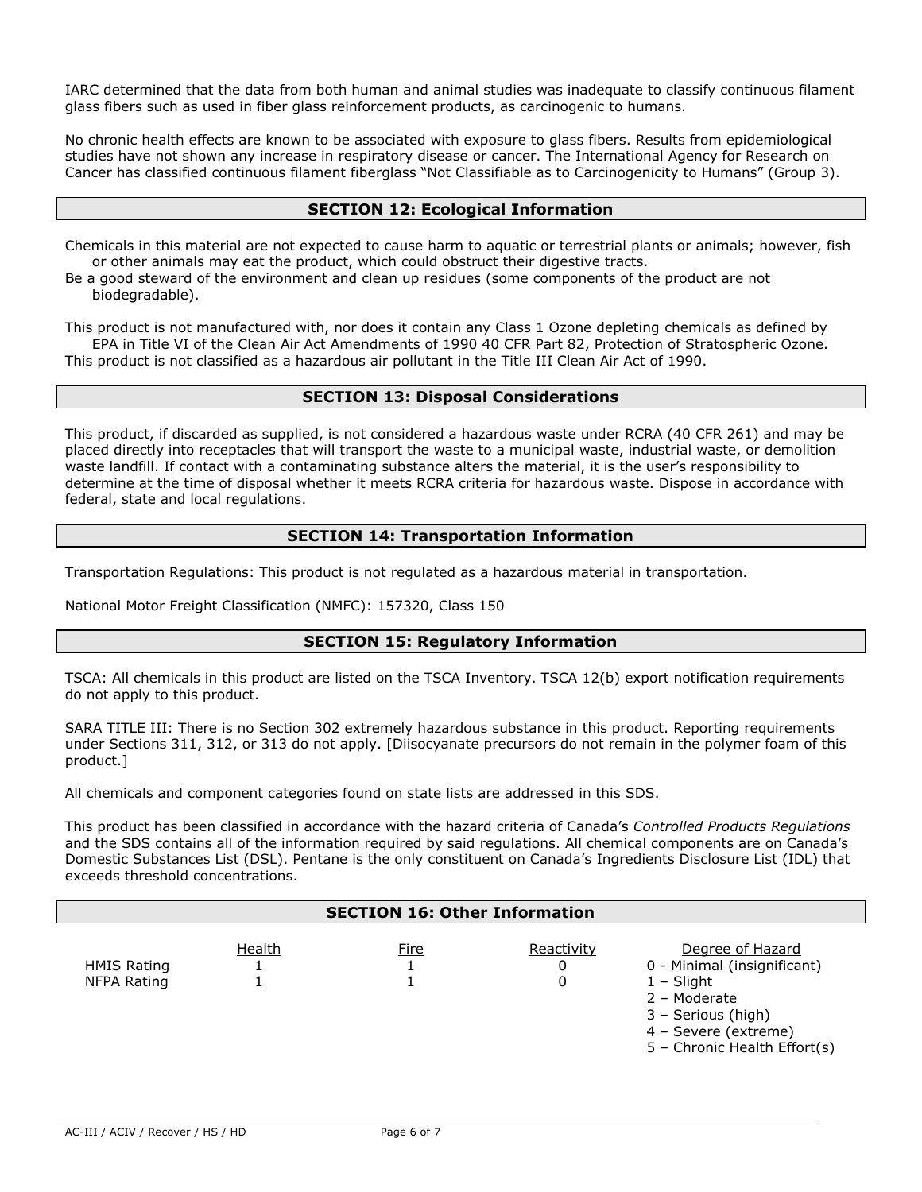IARC determined that the data from both human and animal studies was inadequate to classify continuous filament glass fibers such as used in fiber glass reinforcement products, as carcinogenic to humans.

No chronic health effects are known to be associated with exposure to glass fibers. Results from epidemiological studies have not shown any increase in respiratory disease or cancer. The International Agency for Research on Cancer has classified continuous filament fiberglass "Not Classifiable as to Carcinogenicity to Humans" (Group 3).

## SECTION 12: Ecological Information

Chemicals in this material are not expected to cause harm to aquatic or terrestrial plants or animals; however, fish or other animals may eat the product, which could obstruct their digestive tracts.
Be a good steward of the environment and clean up residues (some components of the product are not biodegradable).

This product is not manufactured with, nor does it contain any Class 1 Ozone depleting chemicals as defined by EPA in Title VI of the Clean Air Act Amendments of 1990 40 CFR Part 82, Protection of Stratospheric Ozone.
This product is not classified as a hazardous air pollutant in the Title III Clean Air Act of 1990.

## SECTION 13: Disposal Considerations

This product, if discarded as supplied, is not considered a hazardous waste under RCRA (40 CFR 261) and may be placed directly into receptacles that will transport the waste to a municipal waste, industrial waste, or demolition waste landfill. If contact with a contaminating substance alters the material, it is the user's responsibility to determine at the time of disposal whether it meets RCRA criteria for hazardous waste. Dispose in accordance with federal, state and local regulations.

## SECTION 14: Transportation Information

Transportation Regulations: This product is not regulated as a hazardous material in transportation.

National Motor Freight Classification (NMFC): 157320, Class 150

## SECTION 15: Regulatory Information

TSCA: All chemicals in this product are listed on the TSCA Inventory. TSCA 12(b) export notification requirements do not apply to this product.

SARA TITLE III: There is no Section 302 extremely hazardous substance in this product. Reporting requirements under Sections 311, 312, or 313 do not apply. [Diisocyanate precursors do not remain in the polymer foam of this product.]

All chemicals and component categories found on state lists are addressed in this SDS.

This product has been classified in accordance with the hazard criteria of Canada's *Controlled Products Regulations* and the SDS contains all of the information required by said regulations. All chemical components are on Canada's Domestic Substances List (DSL). Pentane is the only constituent on Canada's Ingredients Disclosure List (IDL) that exceeds threshold concentrations.

## SECTION 16: Other Information

| | Health | Fire | Reactivity | Degree of Hazard |
|---|---|---|---|---|
| HMIS Rating | 1 | 1 | 0 | 0 - Minimal (insignificant) |
| NFPA Rating | 1 | 1 | 0 | 1 – Slight |
| | | | | 2 – Moderate |
| | | | | 3 – Serious (high) |
| | | | | 4 – Severe (extreme) |
| | | | | 5 – Chronic Health Effort(s) |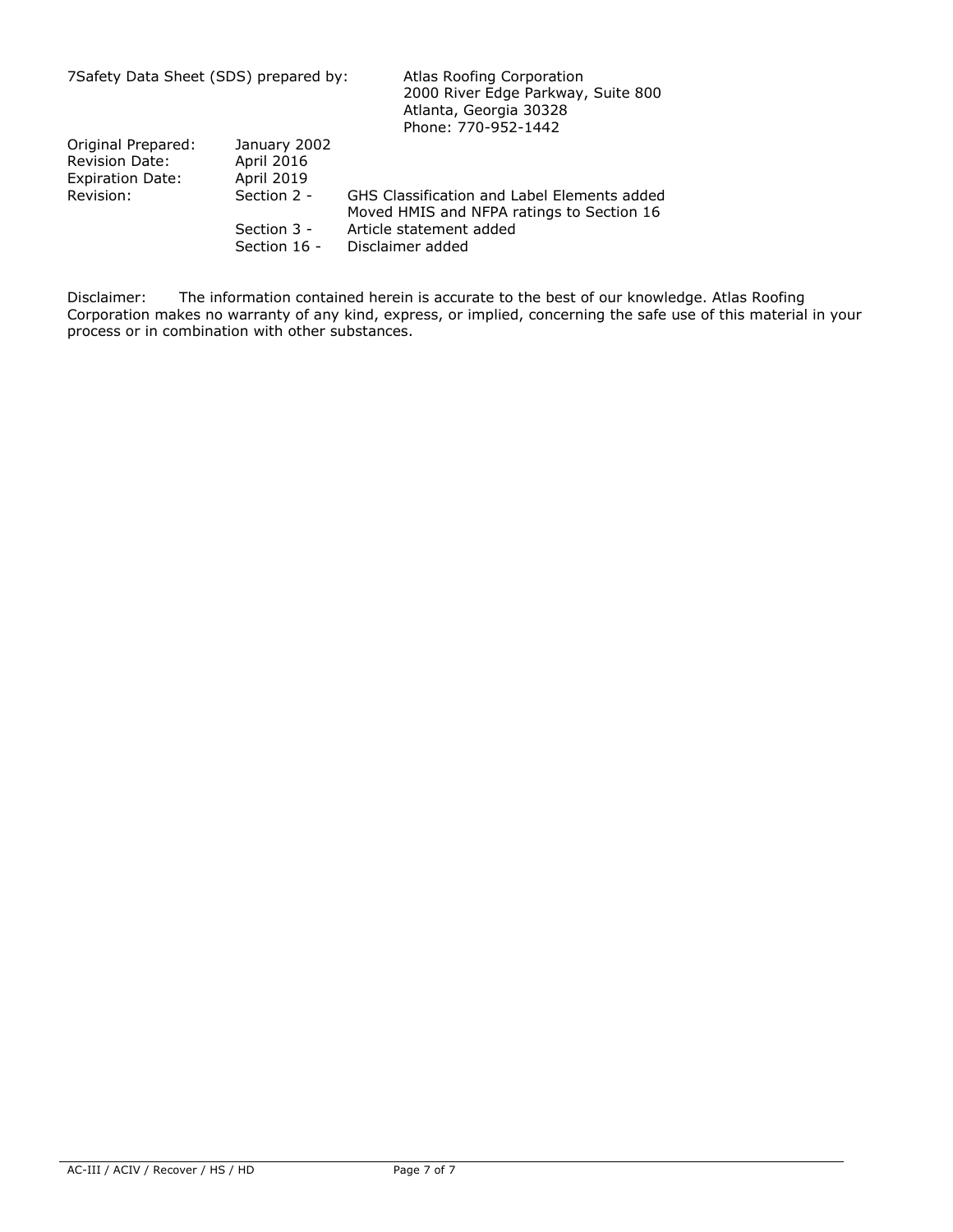7Safety Data Sheet (SDS) prepared by: Atlas Roofing Corporation
2000 River Edge Parkway, Suite 800
Atlanta, Georgia 30328
Phone: 770-952-1442

| | | |
|---|---|---|
| Original Prepared: | January 2002 | |
| Revision Date: | April 2016 | |
| Expiration Date: | April 2019 | |
| Revision: | Section 2 - | GHS Classification and Label Elements added<br>Moved HMIS and NFPA ratings to Section 16 |
| | Section 3 - | Article statement added |
| | Section 16 - | Disclaimer added |

Disclaimer: The information contained herein is accurate to the best of our knowledge. Atlas Roofing Corporation makes no warranty of any kind, express, or implied, concerning the safe use of this material in your process or in combination with other substances.